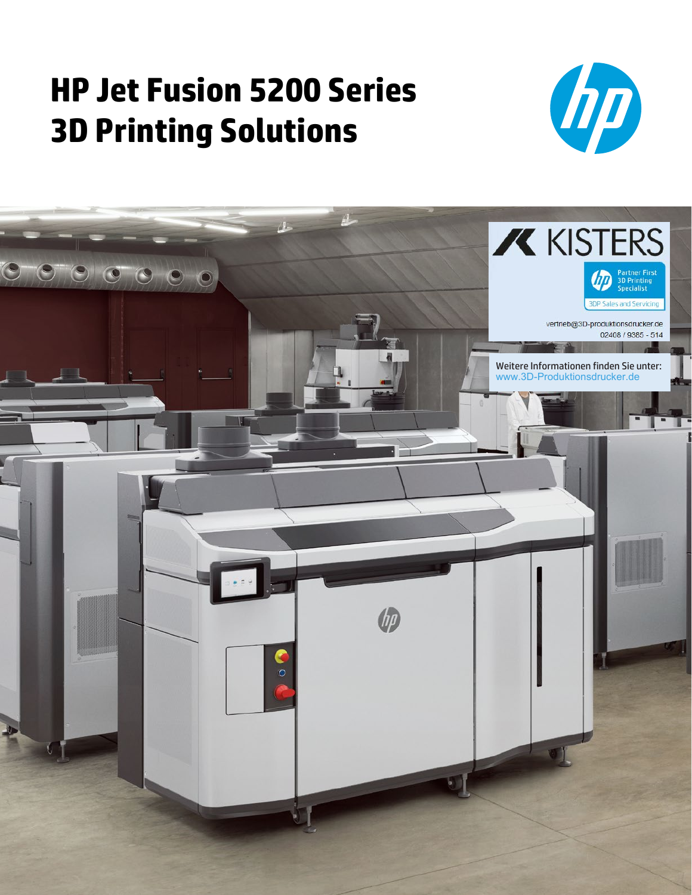# HP Jet Fusion 5200 Series 3D Printing Solutions

KISTERS

Partner First 3D Printing Specialist

3DP Sales and Servicing

vertrieb@3D-produktionsdrucker.de
02408 / 9385 - 514

Weitere Informationen finden Sie unter:
www.3D-Produktionsdrucker.de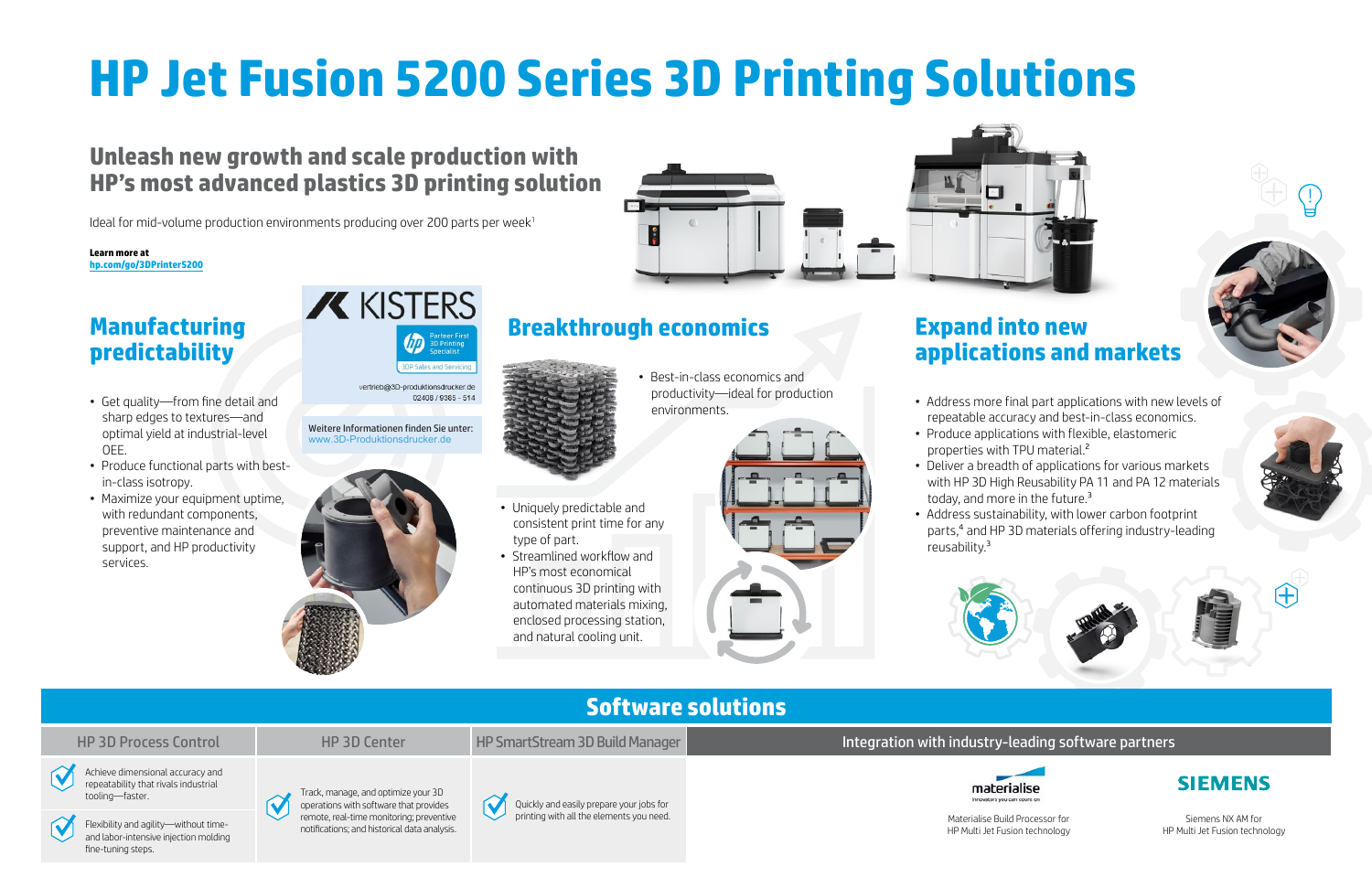# HP Jet Fusion 5200 Series 3D Printing Solutions

## Unleash new growth and scale production with HP's most advanced plastics 3D printing solution

Ideal for mid-volume production environments producing over 200 parts per week[1]

**Learn more at**
hp.com/go/3DPrinter5200

KISTERS

Partner First 3D Printing Specialist
3DP Sales and Servicing

vertrieb@3D-produktionsdrucker.de
02408 / 9365 - 514

Weitere Informationen finden Sie unter:
www.3D-Produktionsdrucker.de

## Manufacturing predictability

- Get quality—from fine detail and sharp edges to textures—and optimal yield at industrial-level OEE.
- Produce functional parts with best-in-class isotropy.
- Maximize your equipment uptime, with redundant components, preventive maintenance and support, and HP productivity services.

## Breakthrough economics

- Best-in-class economics and productivity—ideal for production environments.
- Uniquely predictable and consistent print time for any type of part.
- Streamlined workflow and HP's most economical continuous 3D printing with automated materials mixing, enclosed processing station, and natural cooling unit.

## Expand into new applications and markets

- Address more final part applications with new levels of repeatable accuracy and best-in-class economics.
- Produce applications with flexible, elastomeric properties with TPU material.[2]
- Deliver a breadth of applications for various markets with HP 3D High Reusability PA 11 and PA 12 materials today, and more in the future.[3]
- Address sustainability, with lower carbon footprint parts,[4] and HP 3D materials offering industry-leading reusability.[3]

## Software solutions

| HP 3D Process Control | HP 3D Center | HP SmartStream 3D Build Manager | Integration with industry-leading software partners | |
|---|---|---|---|---|
| Achieve dimensional accuracy and repeatability that rivals industrial tooling—faster.<br>Flexibility and agility—without time- and labor-intensive injection molding fine-tuning steps. | Track, manage, and optimize your 3D operations with software that provides remote, real-time monitoring; preventive notifications; and historical data analysis. | Quickly and easily prepare your jobs for printing with all the elements you need. | materialise — innovators you can count on<br>Materialise Build Processor for HP Multi Jet Fusion technology | SIEMENS<br>Siemens NX AM for HP Multi Jet Fusion technology |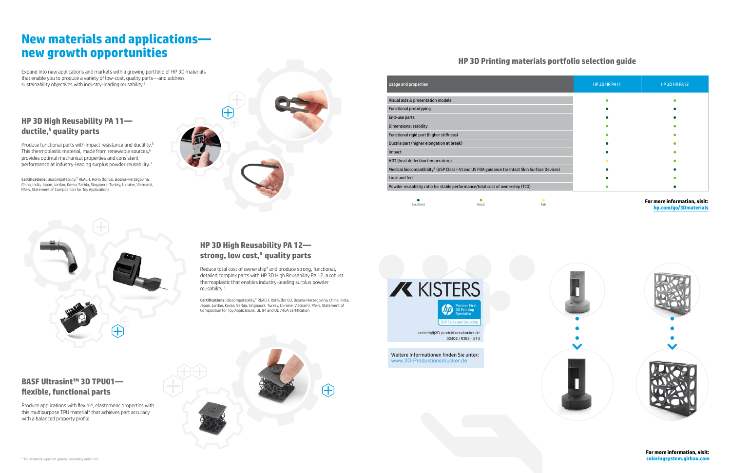# New materials and applications—new growth opportunities

Expand into new applications and markets with a growing portfolio of HP 3D materials that enable you to produce a variety of low-cost, quality parts—and address sustainability objectives with industry-leading reusability.[3]

## HP 3D High Reusability PA 11—ductile,[5] quality parts

Produce functional parts with impact resistance and ductility.[5] This thermoplastic material, made from renewable sources,[6] provides optimal mechanical properties and consistent performance at industry-leading surplus powder reusability.[3]

**Certifications:** Biocompatability,[7] REACH, RoHS (for EU, Bosnia-Herzegovina, China, India, Japan, Jordan, Korea, Serbia, Singapore, Turkey, Ukraine, Vietnam), PAHs, Statement of Composition for Toy Applications

## HP 3D High Reusability PA 12—strong, low cost,[8] quality parts

Reduce total cost of ownership[9] and produce strong, functional, detailed complex parts with HP 3D High Reusability PA 12, a robust thermoplastic that enables industry-leading surplus powder reusability.[3]

**Certifications:** Biocompatability,[7] REACH, RoHS (for EU, Bosnia-Herzegovina, China, India, Japan, Jordan, Korea, Serbia, Turkey, Ukraine, Vietnam), PAHs, Statement of Composition for Toy Applications, UL 94 and UL 746A Certification

## BASF Ultrasint™ 3D TPU01—flexible, functional parts

Produce applications with flexible, elastomeric properties with this multipurpose TPU material* that achieves part accuracy with a balanced property profile.

## HP 3D Printing materials portfolio selection guide

| Usage and properties | HP 3D HR PA11 | HP 3D HR PA12 |
|---|---|---|
| Visual aids & presentation models | Good | Good |
| Functional prototyping | Excellent | Excellent |
| End-use parts | Excellent | Excellent |
| Dimensional stability | Good | Good |
| Functional rigid part (higher stiffness) | Good | Good |
| Ductile part (higher elongation at break) | Excellent | Good |
| Impact | Excellent | Good |
| HDT (heat deflection temperature) | Fair | Good |
| Medical biocompatibility[7] (USP Class I-VI and US FDA guidance for Intact Skin Surface Devices) | Excellent | Excellent |
| Look and feel | Excellent | Good |
| Powder reusability ratio for stable performance/total cost of ownership (TCO) | Good | Excellent |

● Excellent ● Good ● Fair

**For more information, visit: hp.com/go/3Dmaterials**

KISTERS

Partner First 3D Printing Specialist

3DP Sales and Servicing

vertrieb@3D-produktionsdrucker.de

02408 / 9385 - 514

Weitere Informationen finden Sie unter: www.3D-Produktionsdrucker.de

**For more information, visit: coloringsystem.girbau.com**

* TPU material expected general availability end 2019.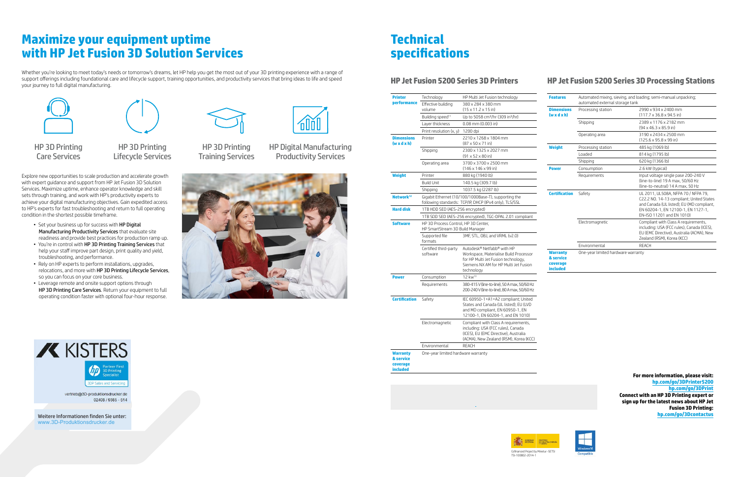# Maximize your equipment uptime with HP Jet Fusion 3D Solution Services

Whether you're looking to meet today's needs or tomorrow's dreams, let HP help you get the most out of your 3D printing experience with a range of support offerings including foundational care and lifecycle support, training opportunities, and productivity services that bring ideas to life and speed your journey to full digital manufacturing.

HP 3D Printing Care Services

HP 3D Printing Lifecycle Services

HP 3D Printing Training Services

HP Digital Manufacturing Productivity Services

Explore new opportunities to scale production and accelerate growth with expert guidance and support from HP Jet Fusion 3D Solution Services. Maximize uptime, enhance operator knowledge and skill sets through training, and work with HP's productivity experts to achieve your digital manufacturing objectives. Gain expedited access to HP's experts for fast troubleshooting and return to full operating condition in the shortest possible timeframe.

- Set your business up for success with **HP Digital Manufacturing Productivity Services** that evaluate site readiness and provide best practices for production ramp up.
- You're in control with **HP 3D Printing Training Services** that help your staff improve part design, print quality and yield, troubleshooting, and performance.
- Rely on HP experts to perform installations, upgrades, relocations, and more with **HP 3D Printing Lifecycle Services**, so you can focus on your core business.
- Leverage remote and onsite support options through **HP 3D Printing Care Services**. Return your equipment to full operating condition faster with optional four-hour response.

KISTERS

Partner First 3D Printing Specialist

3DP Sales and Servicing

vertrieb@3D-produktionsdrucker.de

02408 / 9385 - 514

Weitere Informationen finden Sie unter:
www.3D-Produktionsdrucker.de

# Technical specifications

## HP Jet Fusion 5200 Series 3D Printers

| | | |
|---|---|---|
| **Printer performance** | Technology | HP Multi Jet Fusion technology |
| | Effective building volume | 380 x 284 x 380 mm (15 x 11.2 x 15 in) |
| | Building speed[11] | Up to 5058 cm³/hr (309 in³/hr) |
| | Layer thickness | 0.08 mm (0.003 in) |
| | Print resolution (x, y) | 1200 dpi |
| **Dimensions (w x d x h)** | Printer | 2210 x 1268 x 1804 mm (87 x 50 x 71 in) |
| | Shipping | 2300 x 1325 x 2027 mm (91 x 52 x 80 in) |
| | Operating area | 3700 x 3700 x 2500 mm (146 x 146 x 99 in) |
| **Weight** | Printer | 880 kg (1940 lb) |
| | Build Unit | 140.5 kg (309.7 lb) |
| | Shipping | 1037.5 kg (2287 lb) |
| **Network**[12] | Gigabit Ethernet (10/100/1000Base-T), supporting the following standards: TCP/IP, DHCP (IPv4 only), TLS/SSL | |
| **Hard disk** | 1TB HDD SED (AES-256 encrypted) | |
| | 1TB SDD SED (AES-256 encrypted), TGC-OPAL 2.01 compliant | |
| **Software** | HP 3D Process Control, HP 3D Center, HP SmartStream 3D Build Manager | |
| | Supported file formats | 3MF, STL, OBJ, and VRML (v2.0) |
| | Certified third-party software | Autodesk® Netfabb® with HP Workspace, Materialise Build Processor for HP Multi Jet Fusion technology, Siemens NX AM for HP Multi Jet Fusion technology |
| **Power** | Consumption | 12 kw[13] |
| | Requirements | 380-415 V (line-to-line), 50 A max, 50/60 Hz 200-240 V (line-to-line), 80 A max, 50/60 Hz |
| **Certification** | Safety | IEC 60950-1+A1+A2 compliant; United States and Canada (UL listed); EU (LVD and MD compliant, EN 60950-1, EN 12100-1, EN 60204-1, and EN 1010) |
| | Electromagnetic | Compliant with Class A requirements, including: USA (FCC rules), Canada (ICES), EU (EMC Directive), Australia (ACMA), New Zealand (RSM), Korea (KCC) |
| | Environmental | REACH |
| **Warranty & service coverage included** | One-year limited hardware warranty | |

## HP Jet Fusion 5200 Series 3D Processing Stations

| | | |
|---|---|---|
| **Features** | Automated mixing, sieving, and loading; semi-manual unpacking; automated external storage tank | |
| **Dimensions (w x d x h)** | Processing station | 2990 x 934 x 2400 mm (117.7 x 36.8 x 94.5 in) |
| | Shipping | 2389 x 1176 x 2182 mm (94 x 46.3 x 85.9 in) |
| | Operating area | 3190 x 2434 x 2500 mm (125.6 x 95.8 x 99 in) |
| **Weight** | Processing station | 485 kg (1069 lb) |
| | Loaded | 814 kg (1795 lb) |
| | Shipping | 620 kg (1366 lb) |
| **Power** | Consumption | 2.6 kW (typical) |
| | Requirements | Input voltage single pase 200-240 V (line-to-line) 19 A max, 50/60 Hz (line-to-neutral) 14 A max, 50 Hz |
| **Certification** | Safety | UL 2011, UL508A, NFPA 70 / NFPA 79, C22.2 NO. 14-13 compliant; United States and Canada (UL listed); EU (MD compliant, EN 60204-1, EN 12100-1, EN 1127-1, EN-ISO 11201 and EN 1010) |
| | Electromagnetic | Compliant with Class A requirements, including: USA (FCC rules), Canada (ICES), EU (EMC Directive), Australia (ACMA), New Zealand (RSM), Korea (KCC) |
| | Environmental | REACH |
| **Warranty & service coverage included** | One-year limited hardware warranty | |

**For more information, please visit:**
**hp.com/go/3DPrinter5200**
**hp.com/go/3DPrint**
**Connect with an HP 3D Printing expert or sign up for the latest news about HP Jet Fusion 3D Printing:**
**hp.com/go/3Dcontactus**

Cofinanced Project by Minetur -SETSI TSI-100802-2014-1

Windows10 Compatible